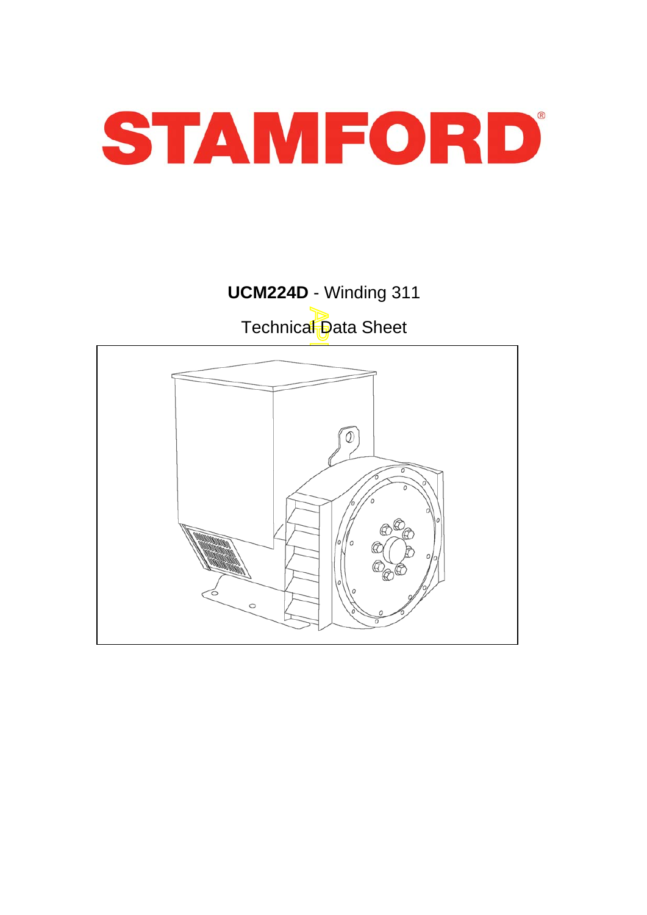# STAMFORD

**UCM224D** - Winding 311

Technical Data Sheet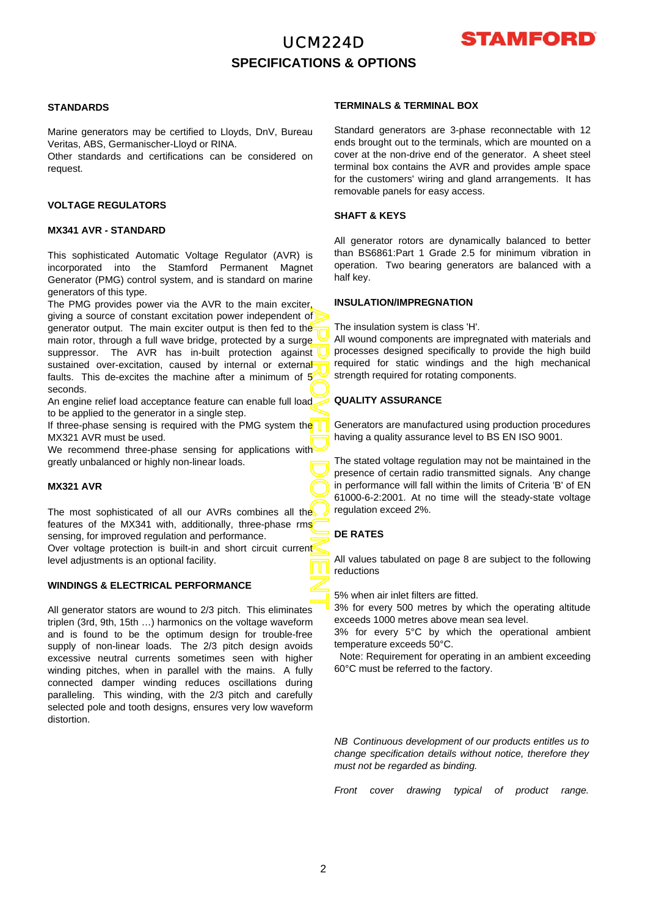# UCM224D

## SPECIFICATIONS & OPTIONS

### STANDARDS

Marine generators may be certified to Lloyds, DnV, Bureau Veritas, ABS, Germanischer-Lloyd or RINA.
Other standards and certifications can be considered on request.

### VOLTAGE REGULATORS

#### MX341 AVR - STANDARD

This sophisticated Automatic Voltage Regulator (AVR) is incorporated into the Stamford Permanent Magnet Generator (PMG) control system, and is standard on marine generators of this type.
The PMG provides power via the AVR to the main exciter, giving a source of constant excitation power independent of generator output. The main exciter output is then fed to the main rotor, through a full wave bridge, protected by a surge suppressor. The AVR has in-built protection against sustained over-excitation, caused by internal or external faults. This de-excites the machine after a minimum of 5 seconds.
An engine relief load acceptance feature can enable full load to be applied to the generator in a single step.
If three-phase sensing is required with the PMG system the MX321 AVR must be used.
We recommend three-phase sensing for applications with greatly unbalanced or highly non-linear loads.

#### MX321 AVR

The most sophisticated of all our AVRs combines all the features of the MX341 with, additionally, three-phase rms sensing, for improved regulation and performance.
Over voltage protection is built-in and short circuit current level adjustments is an optional facility.

### WINDINGS & ELECTRICAL PERFORMANCE

All generator stators are wound to 2/3 pitch. This eliminates triplen (3rd, 9th, 15th …) harmonics on the voltage waveform and is found to be the optimum design for trouble-free supply of non-linear loads. The 2/3 pitch design avoids excessive neutral currents sometimes seen with higher winding pitches, when in parallel with the mains. A fully connected damper winding reduces oscillations during paralleling. This winding, with the 2/3 pitch and carefully selected pole and tooth designs, ensures very low waveform distortion.

### TERMINALS & TERMINAL BOX

Standard generators are 3-phase reconnectable with 12 ends brought out to the terminals, which are mounted on a cover at the non-drive end of the generator. A sheet steel terminal box contains the AVR and provides ample space for the customers' wiring and gland arrangements. It has removable panels for easy access.

### SHAFT & KEYS

All generator rotors are dynamically balanced to better than BS6861:Part 1 Grade 2.5 for minimum vibration in operation. Two bearing generators are balanced with a half key.

### INSULATION/IMPREGNATION

The insulation system is class 'H'.
All wound components are impregnated with materials and processes designed specifically to provide the high build required for static windings and the high mechanical strength required for rotating components.

### QUALITY ASSURANCE

Generators are manufactured using production procedures having a quality assurance level to BS EN ISO 9001.

The stated voltage regulation may not be maintained in the presence of certain radio transmitted signals. Any change in performance will fall within the limits of Criteria 'B' of EN 61000-6-2:2001. At no time will the steady-state voltage regulation exceed 2%.

### DE RATES

All values tabulated on page 8 are subject to the following reductions

5% when air inlet filters are fitted.
3% for every 500 metres by which the operating altitude exceeds 1000 metres above mean sea level.
3% for every 5°C by which the operational ambient temperature exceeds 50°C.
Note: Requirement for operating in an ambient exceeding 60°C must be referred to the factory.

*NB Continuous development of our products entitles us to change specification details without notice, therefore they must not be regarded as binding.*

*Front cover drawing typical of product range.*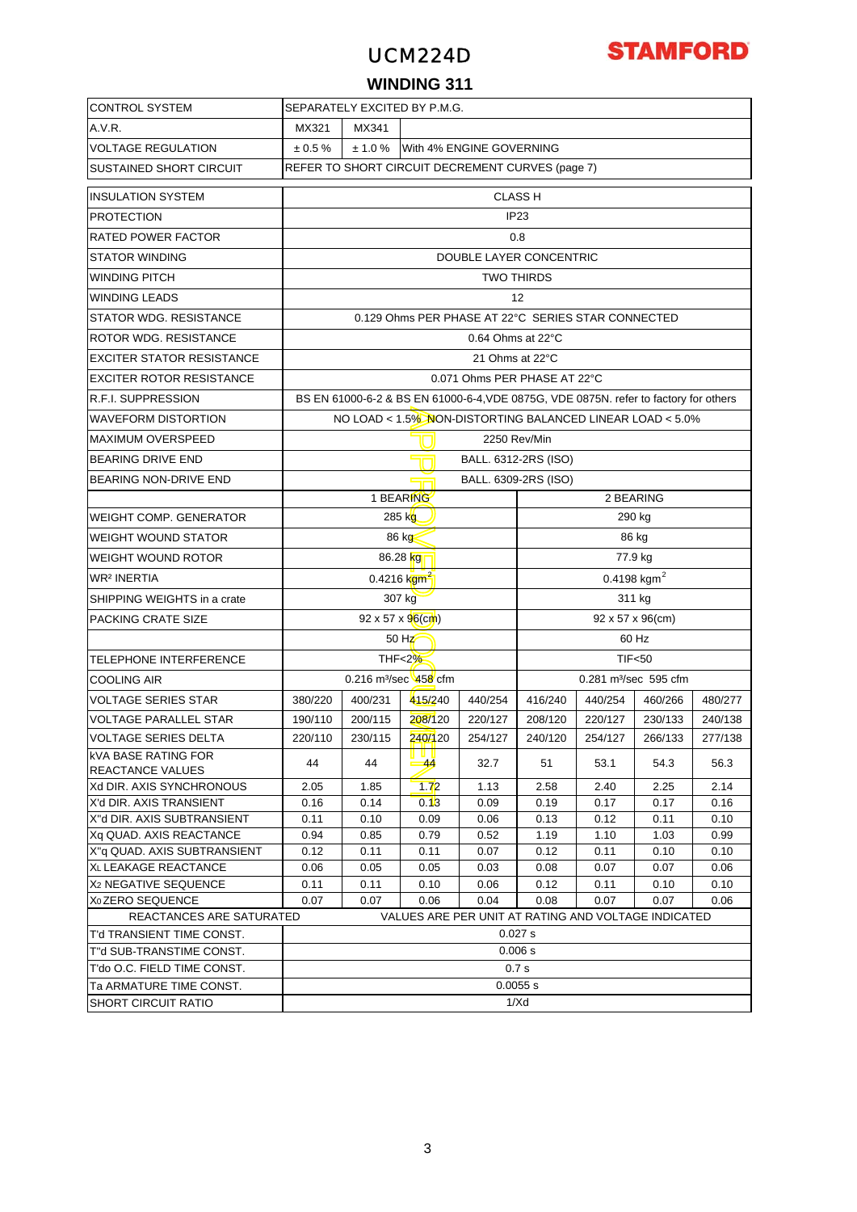# UCM224D

**STAMFORD**

## WINDING 311

| CONTROL SYSTEM | SEPARATELY EXCITED BY P.M.G. | | | | | | |
|---|---|---|---|---|---|---|---|
| A.V.R. | MX321 | MX341 | | | | | |
| VOLTAGE REGULATION | ± 0.5 % | ± 1.0 % | With 4% ENGINE GOVERNING | | | | |
| SUSTAINED SHORT CIRCUIT | REFER TO SHORT CIRCUIT DECREMENT CURVES (page 7) | | | | | | |

| INSULATION SYSTEM | CLASS H | | | | | | | |
|---|---|---|---|---|---|---|---|---|
| PROTECTION | IP23 | | | | | | | |
| RATED POWER FACTOR | 0.8 | | | | | | | |
| STATOR WINDING | DOUBLE LAYER CONCENTRIC | | | | | | | |
| WINDING PITCH | TWO THIRDS | | | | | | | |
| WINDING LEADS | 12 | | | | | | | |
| STATOR WDG. RESISTANCE | 0.129 Ohms PER PHASE AT 22°C SERIES STAR CONNECTED | | | | | | | |
| ROTOR WDG. RESISTANCE | 0.64 Ohms at 22°C | | | | | | | |
| EXCITER STATOR RESISTANCE | 21 Ohms at 22°C | | | | | | | |
| EXCITER ROTOR RESISTANCE | 0.071 Ohms PER PHASE AT 22°C | | | | | | | |
| R.F.I. SUPPRESSION | BS EN 61000-6-2 & BS EN 61000-6-4,VDE 0875G, VDE 0875N. refer to factory for others | | | | | | | |
| WAVEFORM DISTORTION | NO LOAD < 1.5% NON-DISTORTING BALANCED LINEAR LOAD < 5.0% | | | | | | | |
| MAXIMUM OVERSPEED | 2250 Rev/Min | | | | | | | |
| BEARING DRIVE END | BALL. 6312-2RS (ISO) | | | | | | | |
| BEARING NON-DRIVE END | BALL. 6309-2RS (ISO) | | | | | | | |
| | 1 BEARING | | | | 2 BEARING | | | |
| WEIGHT COMP. GENERATOR | 285 kg | | | | 290 kg | | | |
| WEIGHT WOUND STATOR | 86 kg | | | | 86 kg | | | |
| WEIGHT WOUND ROTOR | 86.28 kg | | | | 77.9 kg | | | |
| WR² INERTIA | 0.4216 kgm$^2$ | | | | 0.4198 kgm$^2$ | | | |
| SHIPPING WEIGHTS in a crate | 307 kg | | | | 311 kg | | | |
| PACKING CRATE SIZE | 92 x 57 x 96(cm) | | | | 92 x 57 x 96(cm) | | | |
| | 50 Hz | | | | 60 Hz | | | |
| TELEPHONE INTERFERENCE | THF<2% | | | | TIF<50 | | | |
| COOLING AIR | 0.216 m³/sec 458 cfm | | | | 0.281 m³/sec 595 cfm | | | |
| VOLTAGE SERIES STAR | 380/220 | 400/231 | 415/240 | 440/254 | 416/240 | 440/254 | 460/266 | 480/277 |
| VOLTAGE PARALLEL STAR | 190/110 | 200/115 | 208/120 | 220/127 | 208/120 | 220/127 | 230/133 | 240/138 |
| VOLTAGE SERIES DELTA | 220/110 | 230/115 | 240/120 | 254/127 | 240/120 | 254/127 | 266/133 | 277/138 |
| kVA BASE RATING FOR REACTANCE VALUES | 44 | 44 | 44 | 32.7 | 51 | 53.1 | 54.3 | 56.3 |
| Xd DIR. AXIS SYNCHRONOUS | 2.05 | 1.85 | 1.72 | 1.13 | 2.58 | 2.40 | 2.25 | 2.14 |
| X'd DIR. AXIS TRANSIENT | 0.16 | 0.14 | 0.13 | 0.09 | 0.19 | 0.17 | 0.17 | 0.16 |
| X''d DIR. AXIS SUBTRANSIENT | 0.11 | 0.10 | 0.09 | 0.06 | 0.13 | 0.12 | 0.11 | 0.10 |
| Xq QUAD. AXIS REACTANCE | 0.94 | 0.85 | 0.79 | 0.52 | 1.19 | 1.10 | 1.03 | 0.99 |
| X''q QUAD. AXIS SUBTRANSIENT | 0.12 | 0.11 | 0.11 | 0.07 | 0.12 | 0.11 | 0.10 | 0.10 |
| $X_L$ LEAKAGE REACTANCE | 0.06 | 0.05 | 0.05 | 0.03 | 0.08 | 0.07 | 0.07 | 0.06 |
| $X_2$ NEGATIVE SEQUENCE | 0.11 | 0.11 | 0.10 | 0.06 | 0.12 | 0.11 | 0.10 | 0.10 |
| $X_0$ ZERO SEQUENCE | 0.07 | 0.07 | 0.06 | 0.04 | 0.08 | 0.07 | 0.07 | 0.06 |
| REACTANCES ARE SATURATED | VALUES ARE PER UNIT AT RATING AND VOLTAGE INDICATED | | | | | | | |
| T'd TRANSIENT TIME CONST. | 0.027 s | | | | | | | |
| T''d SUB-TRANSTIME CONST. | 0.006 s | | | | | | | |
| T'do O.C. FIELD TIME CONST. | 0.7 s | | | | | | | |
| Ta ARMATURE TIME CONST. | 0.0055 s | | | | | | | |
| SHORT CIRCUIT RATIO | 1/Xd | | | | | | | |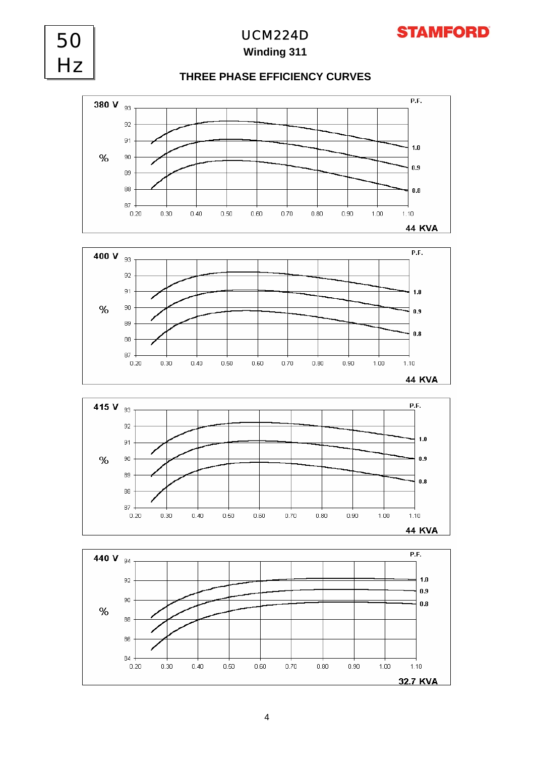50 Hz

# UCM224D

**Winding 311**

**STAMFORD**

## THREE PHASE EFFICIENCY CURVES

**380 V**

% | P.F.: 1.0, 0.9, 0.8

Y-axis: 87, 88, 89, 90, 91, 92, 93

X-axis: 0.20, 0.30, 0.40, 0.50, 0.60, 0.70, 0.80, 0.90, 1.00, 1.10

**44 KVA**

**400 V**

% | P.F.: 1.0, 0.9, 0.8

Y-axis: 87, 88, 89, 90, 91, 92, 93

X-axis: 0.20, 0.30, 0.40, 0.50, 0.60, 0.70, 0.80, 0.90, 1.00, 1.10

**44 KVA**

**415 V**

% | P.F.: 1.0, 0.9, 0.8

Y-axis: 87, 88, 89, 90, 91, 92, 93

X-axis: 0.20, 0.30, 0.40, 0.50, 0.60, 0.70, 0.80, 0.90, 1.00, 1.10

**44 KVA**

**440 V**

% | P.F.: 1.0, 0.9, 0.8

Y-axis: 84, 86, 88, 90, 92, 94

X-axis: 0.20, 0.30, 0.40, 0.50, 0.60, 0.70, 0.80, 0.90, 1.00, 1.10

**32.7 KVA**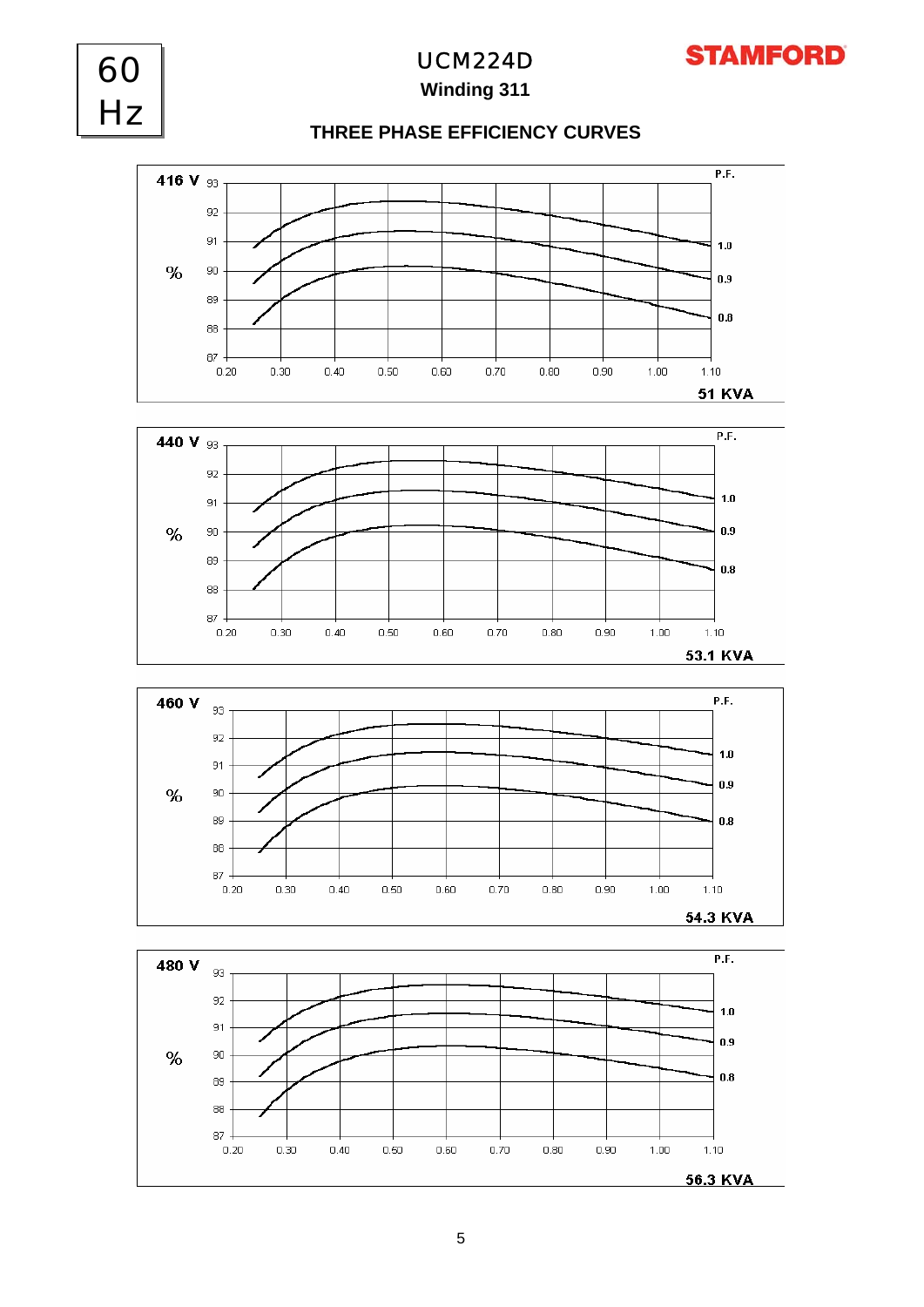# 60 Hz

## UCM224D

**Winding 311**

**STAMFORD**

### THREE PHASE EFFICIENCY CURVES

**416 V**

% (87–93) vs. 0.20–1.10

P.F.: 1.0, 0.9, 0.8

**51 KVA**

**440 V**

% (87–93) vs. 0.20–1.10

P.F.: 1.0, 0.9, 0.8

**53.1 KVA**

**460 V**

% (87–93) vs. 0.20–1.10

P.F.: 1.0, 0.9, 0.8

**54.3 KVA**

**480 V**

% (87–93) vs. 0.20–1.10

P.F.: 1.0, 0.9, 0.8

**56.3 KVA**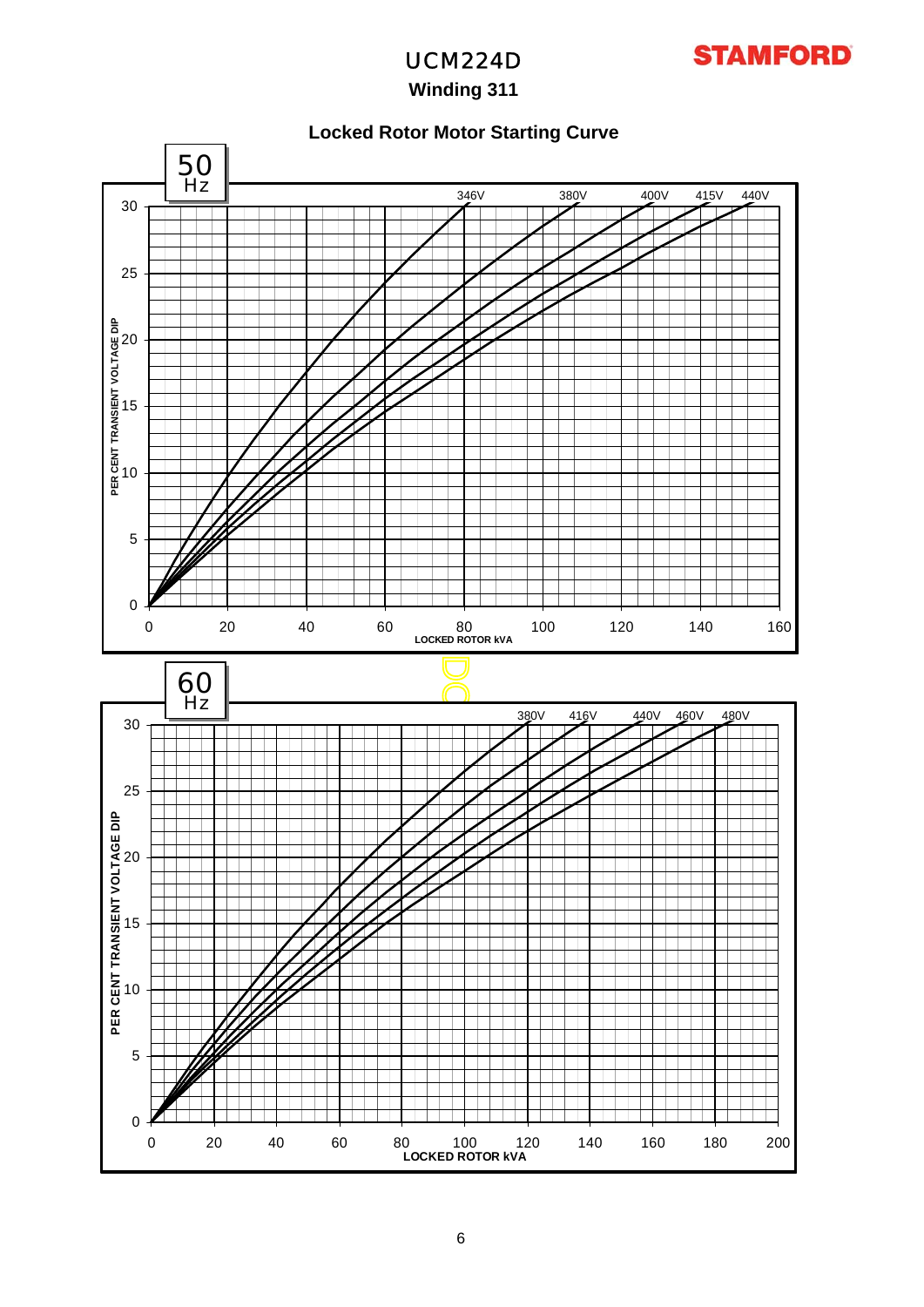# UCM224D

## Winding 311

### Locked Rotor Motor Starting Curve

**50 Hz**

PER CENT TRANSIENT VOLTAGE DIP

LOCKED ROTOR kVA

346V 380V 400V 415V 440V

**60 Hz**

PER CENT TRANSIENT VOLTAGE DIP

LOCKED ROTOR kVA

380V 416V 440V 460V 480V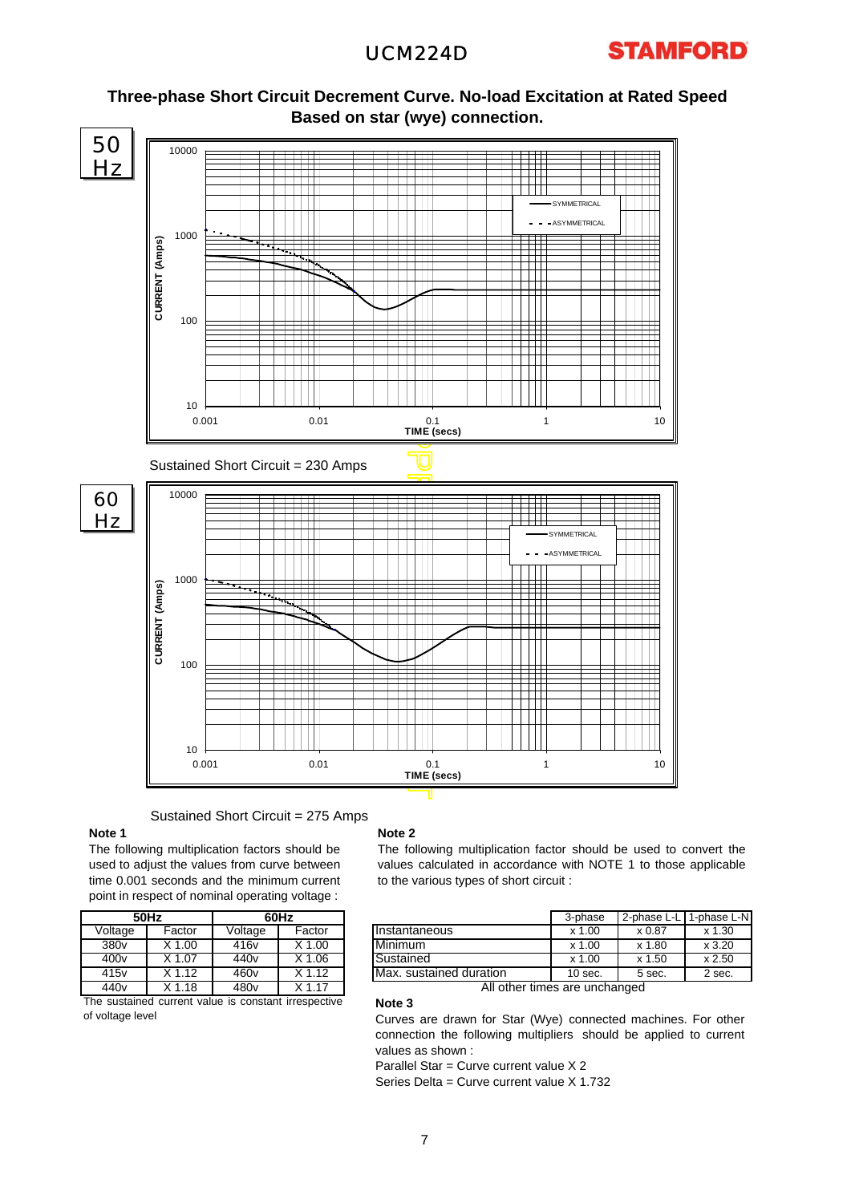# Three-phase Short Circuit Decrement Curve. No-load Excitation at Rated Speed
## Based on star (wye) connection.

50 Hz

Sustained Short Circuit = 230 Amps

60 Hz

Sustained Short Circuit = 275 Amps

**Note 1**

The following multiplication factors should be used to adjust the values from curve between time 0.001 seconds and the minimum current point in respect of nominal operating voltage :

| 50Hz | | 60Hz | |
|---|---|---|---|
| Voltage | Factor | Voltage | Factor |
| 380v | X 1.00 | 416v | X 1.00 |
| 400v | X 1.07 | 440v | X 1.06 |
| 415v | X 1.12 | 460v | X 1.12 |
| 440v | X 1.18 | 480v | X 1.17 |

The sustained current value is constant irrespective of voltage level

**Note 2**

The following multiplication factor should be used to convert the values calculated in accordance with NOTE 1 to those applicable to the various types of short circuit :

| | 3-phase | 2-phase L-L | 1-phase L-N |
|---|---|---|---|
| Instantaneous | x 1.00 | x 0.87 | x 1.30 |
| Minimum | x 1.00 | x 1.80 | x 3.20 |
| Sustained | x 1.00 | x 1.50 | x 2.50 |
| Max. sustained duration | 10 sec. | 5 sec. | 2 sec. |

All other times are unchanged

**Note 3**

Curves are drawn for Star (Wye) connected machines. For other connection the following multipliers should be applied to current values as shown :

Parallel Star = Curve current value X 2

Series Delta = Curve current value X 1.732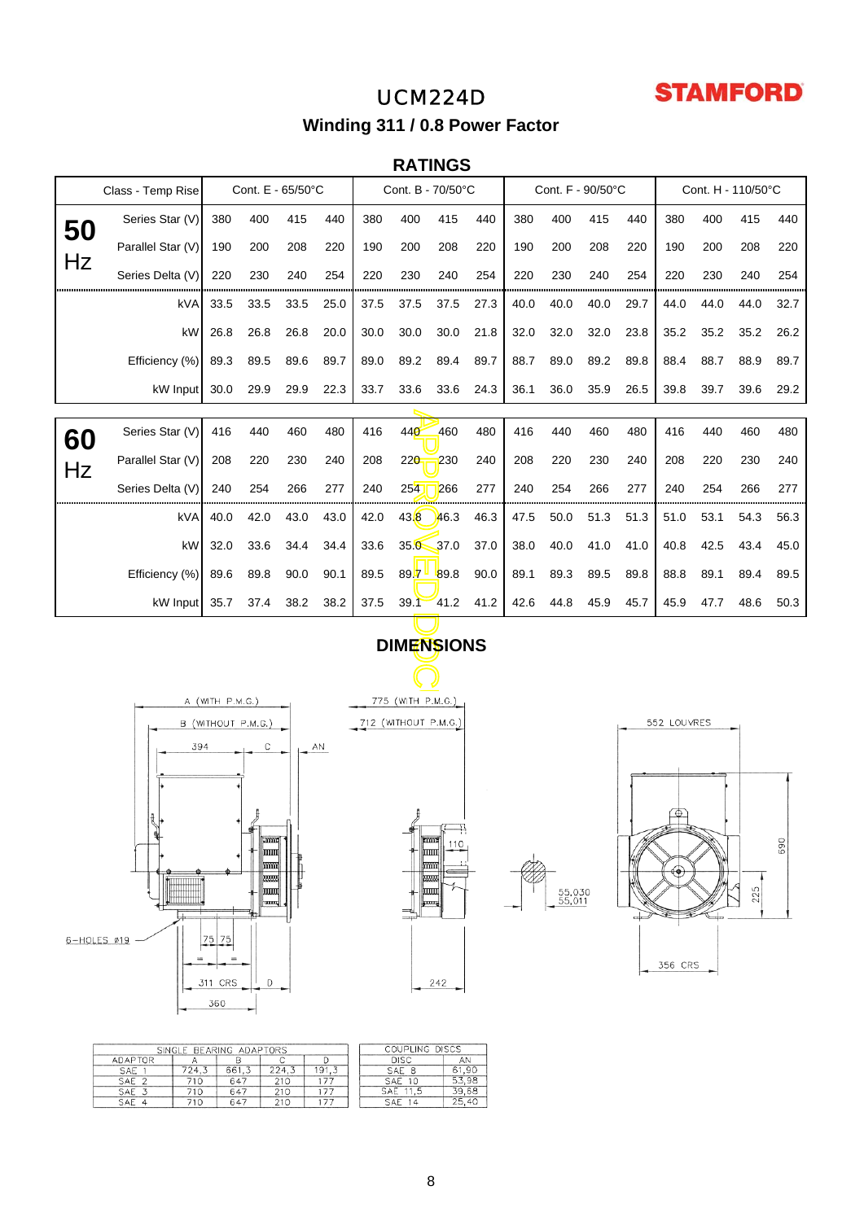# UCM224D

**STAMFORD**

## Winding 311 / 0.8 Power Factor

### RATINGS

| | Class - Temp Rise | Cont. E - 65/50°C | | | | Cont. B - 70/50°C | | | | Cont. F - 90/50°C | | | | Cont. H - 110/50°C | | | |
|---|---|---|---|---|---|---|---|---|---|---|---|---|---|---|---|---|---|
| **50 Hz** | Series Star (V) | 380 | 400 | 415 | 440 | 380 | 400 | 415 | 440 | 380 | 400 | 415 | 440 | 380 | 400 | 415 | 440 |
| | Parallel Star (V) | 190 | 200 | 208 | 220 | 190 | 200 | 208 | 220 | 190 | 200 | 208 | 220 | 190 | 200 | 208 | 220 |
| | Series Delta (V) | 220 | 230 | 240 | 254 | 220 | 230 | 240 | 254 | 220 | 230 | 240 | 254 | 220 | 230 | 240 | 254 |
| | kVA | 33.5 | 33.5 | 33.5 | 25.0 | 37.5 | 37.5 | 37.5 | 27.3 | 40.0 | 40.0 | 40.0 | 29.7 | 44.0 | 44.0 | 44.0 | 32.7 |
| | kW | 26.8 | 26.8 | 26.8 | 20.0 | 30.0 | 30.0 | 30.0 | 21.8 | 32.0 | 32.0 | 32.0 | 23.8 | 35.2 | 35.2 | 35.2 | 26.2 |
| | Efficiency (%) | 89.3 | 89.5 | 89.6 | 89.7 | 89.0 | 89.2 | 89.4 | 89.7 | 88.7 | 89.0 | 89.2 | 89.8 | 88.4 | 88.7 | 88.9 | 89.7 |
| | kW Input | 30.0 | 29.9 | 29.9 | 22.3 | 33.7 | 33.6 | 33.6 | 24.3 | 36.1 | 36.0 | 35.9 | 26.5 | 39.8 | 39.7 | 39.6 | 29.2 |

| | | | | | | | | | | | | | | | | | |
|---|---|---|---|---|---|---|---|---|---|---|---|---|---|---|---|---|---|
| **60 Hz** | Series Star (V) | 416 | 440 | 460 | 480 | 416 | 440 | 460 | 480 | 416 | 440 | 460 | 480 | 416 | 440 | 460 | 480 |
| | Parallel Star (V) | 208 | 220 | 230 | 240 | 208 | 220 | 230 | 240 | 208 | 220 | 230 | 240 | 208 | 220 | 230 | 240 |
| | Series Delta (V) | 240 | 254 | 266 | 277 | 240 | 254 | 266 | 277 | 240 | 254 | 266 | 277 | 240 | 254 | 266 | 277 |
| | kVA | 40.0 | 42.0 | 43.0 | 43.0 | 42.0 | 43.8 | 46.3 | 46.3 | 47.5 | 50.0 | 51.3 | 51.3 | 51.0 | 53.1 | 54.3 | 56.3 |
| | kW | 32.0 | 33.6 | 34.4 | 34.4 | 33.6 | 35.0 | 37.0 | 37.0 | 38.0 | 40.0 | 41.0 | 41.0 | 40.8 | 42.5 | 43.4 | 45.0 |
| | Efficiency (%) | 89.6 | 89.8 | 90.0 | 90.1 | 89.5 | 89.7 | 89.8 | 90.0 | 89.1 | 89.3 | 89.5 | 89.8 | 88.8 | 89.1 | 89.4 | 89.5 |
| | kW Input | 35.7 | 37.4 | 38.2 | 38.2 | 37.5 | 39.1 | 41.2 | 41.2 | 42.6 | 44.8 | 45.9 | 45.7 | 45.9 | 47.7 | 48.6 | 50.3 |

APPROVED DOC

### DIMENSIONS

A (WITH P.M.G.) · B (WITHOUT P.M.G.) · 394 · C · AN · 775 (WITH P.M.G.) · 712 (WITHOUT P.M.G.) · 110 · 55,030 / 55,011 · 552 LOUVRES · 690 · 225 · 6-HOLES ø19 · 75 · 75 · 311 CRS · D · 360 · 242 · 356 CRS

| SINGLE BEARING ADAPTORS | | | | |
|---|---|---|---|---|
| ADAPTOR | A | B | C | D |
| SAE 1 | 724,3 | 661,3 | 224,3 | 191,3 |
| SAE 2 | 710 | 647 | 210 | 177 |
| SAE 3 | 710 | 647 | 210 | 177 |
| SAE 4 | 710 | 647 | 210 | 177 |

| COUPLING DISCS | |
|---|---|
| DISC | AN |
| SAE 8 | 61,90 |
| SAE 10 | 53,98 |
| SAE 11,5 | 39,68 |
| SAE 14 | 25,40 |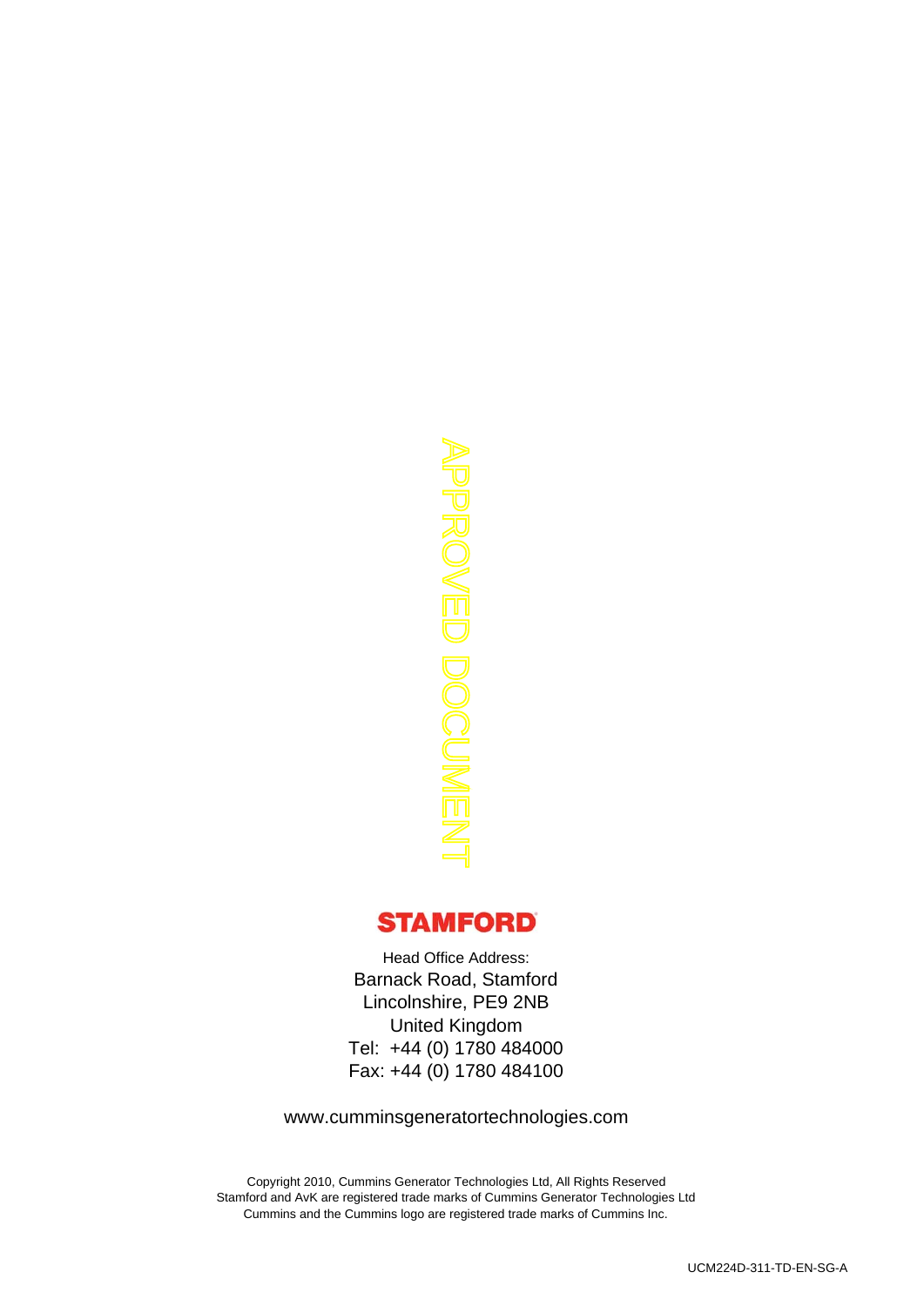APPROVED DOCUMENT

**STAMFORD**

Head Office Address:
Barnack Road, Stamford
Lincolnshire, PE9 2NB
United Kingdom
Tel: +44 (0) 1780 484000
Fax: +44 (0) 1780 484100

www.cumminsgeneratortechnologies.com

Copyright 2010, Cummins Generator Technologies Ltd, All Rights Reserved
Stamford and AvK are registered trade marks of Cummins Generator Technologies Ltd
Cummins and the Cummins logo are registered trade marks of Cummins Inc.

UCM224D-311-TD-EN-SG-A